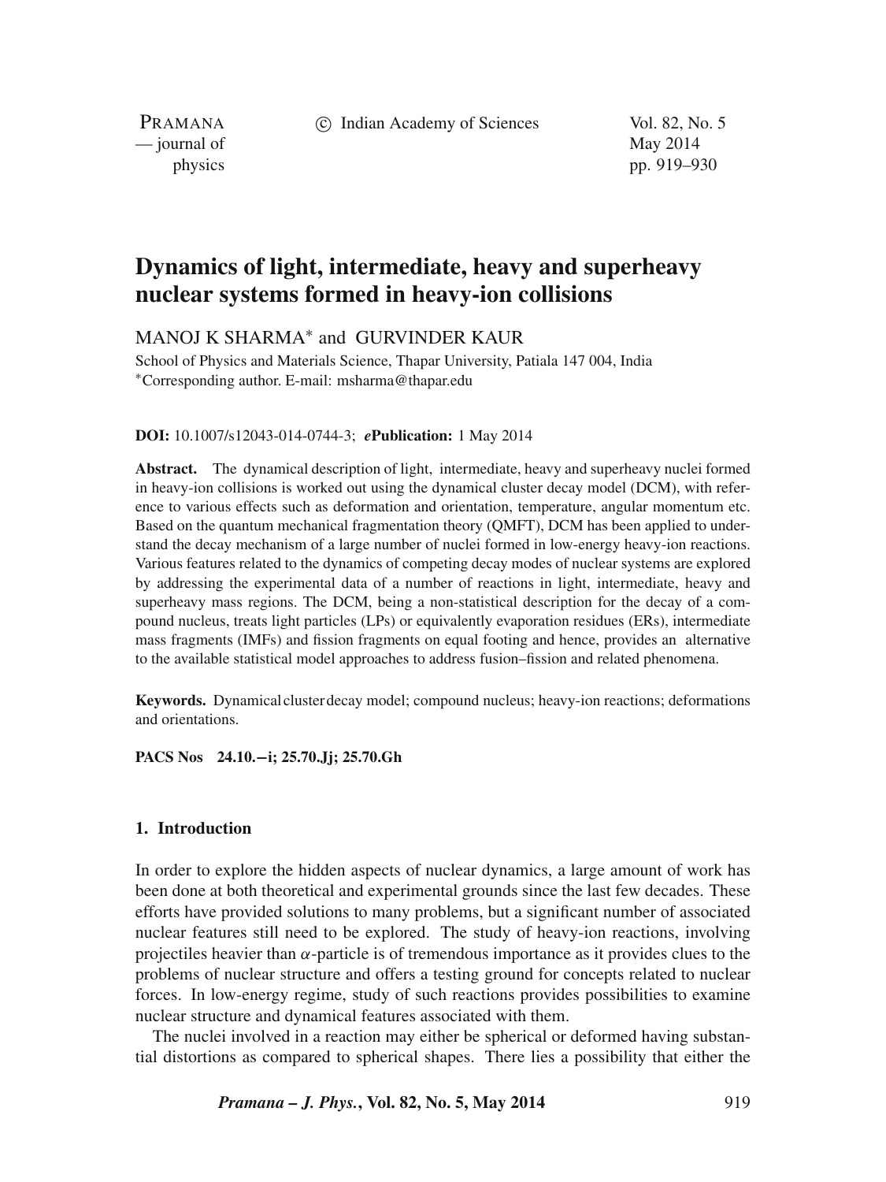# Dynamics of light, intermediate, heavy and superheavy nuclear systems formed in heavy-ion collisions

MANOJ K SHARMA* and GURVINDER KAUR

School of Physics and Materials Science, Thapar University, Patiala 147 004, India
*Corresponding author. E-mail: msharma@thapar.edu

**DOI:** 10.1007/s12043-014-0744-3; ***e*Publication:** 1 May 2014

**Abstract.** The dynamical description of light, intermediate, heavy and superheavy nuclei formed in heavy-ion collisions is worked out using the dynamical cluster decay model (DCM), with reference to various effects such as deformation and orientation, temperature, angular momentum etc. Based on the quantum mechanical fragmentation theory (QMFT), DCM has been applied to understand the decay mechanism of a large number of nuclei formed in low-energy heavy-ion reactions. Various features related to the dynamics of competing decay modes of nuclear systems are explored by addressing the experimental data of a number of reactions in light, intermediate, heavy and superheavy mass regions. The DCM, being a non-statistical description for the decay of a compound nucleus, treats light particles (LPs) or equivalently evaporation residues (ERs), intermediate mass fragments (IMFs) and fission fragments on equal footing and hence, provides an alternative to the available statistical model approaches to address fusion–fission and related phenomena.

**Keywords.** Dynamical cluster decay model; compound nucleus; heavy-ion reactions; deformations and orientations.

**PACS Nos** 24.10.−i; 25.70.Jj; 25.70.Gh

## 1. Introduction

In order to explore the hidden aspects of nuclear dynamics, a large amount of work has been done at both theoretical and experimental grounds since the last few decades. These efforts have provided solutions to many problems, but a significant number of associated nuclear features still need to be explored. The study of heavy-ion reactions, involving projectiles heavier than $\alpha$-particle is of tremendous importance as it provides clues to the problems of nuclear structure and offers a testing ground for concepts related to nuclear forces. In low-energy regime, study of such reactions provides possibilities to examine nuclear structure and dynamical features associated with them.

The nuclei involved in a reaction may either be spherical or deformed having substantial distortions as compared to spherical shapes. There lies a possibility that either the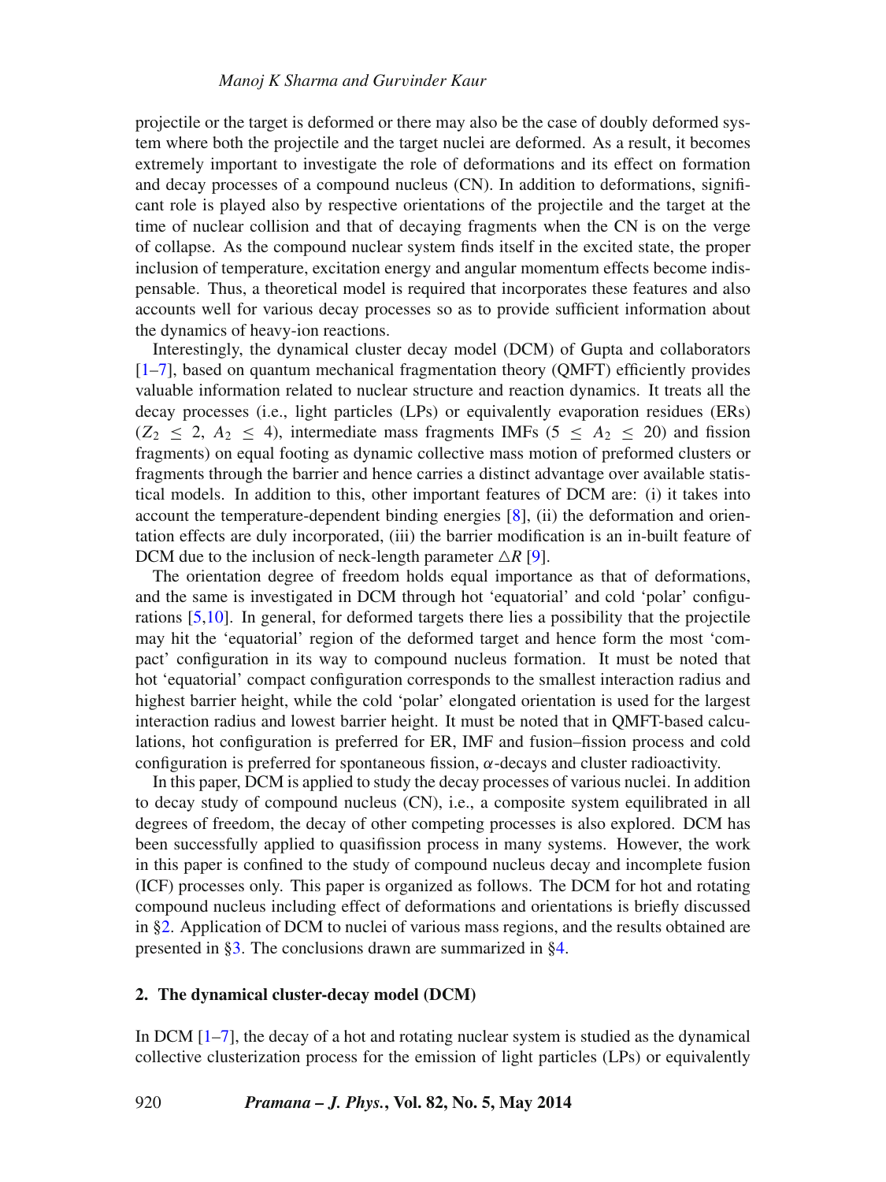projectile or the target is deformed or there may also be the case of doubly deformed system where both the projectile and the target nuclei are deformed. As a result, it becomes extremely important to investigate the role of deformations and its effect on formation and decay processes of a compound nucleus (CN). In addition to deformations, significant role is played also by respective orientations of the projectile and the target at the time of nuclear collision and that of decaying fragments when the CN is on the verge of collapse. As the compound nuclear system finds itself in the excited state, the proper inclusion of temperature, excitation energy and angular momentum effects become indispensable. Thus, a theoretical model is required that incorporates these features and also accounts well for various decay processes so as to provide sufficient information about the dynamics of heavy-ion reactions.

Interestingly, the dynamical cluster decay model (DCM) of Gupta and collaborators [1–7], based on quantum mechanical fragmentation theory (QMFT) efficiently provides valuable information related to nuclear structure and reaction dynamics. It treats all the decay processes (i.e., light particles (LPs) or equivalently evaporation residues (ERs) ($Z_2 \leq 2$, $A_2 \leq 4$), intermediate mass fragments IMFs ($5 \leq A_2 \leq 20$) and fission fragments) on equal footing as dynamic collective mass motion of preformed clusters or fragments through the barrier and hence carries a distinct advantage over available statistical models. In addition to this, other important features of DCM are: (i) it takes into account the temperature-dependent binding energies [8], (ii) the deformation and orientation effects are duly incorporated, (iii) the barrier modification is an in-built feature of DCM due to the inclusion of neck-length parameter $\triangle R$ [9].

The orientation degree of freedom holds equal importance as that of deformations, and the same is investigated in DCM through hot 'equatorial' and cold 'polar' configurations [5,10]. In general, for deformed targets there lies a possibility that the projectile may hit the 'equatorial' region of the deformed target and hence form the most 'compact' configuration in its way to compound nucleus formation. It must be noted that hot 'equatorial' compact configuration corresponds to the smallest interaction radius and highest barrier height, while the cold 'polar' elongated orientation is used for the largest interaction radius and lowest barrier height. It must be noted that in QMFT-based calculations, hot configuration is preferred for ER, IMF and fusion–fission process and cold configuration is preferred for spontaneous fission, $\alpha$-decays and cluster radioactivity.

In this paper, DCM is applied to study the decay processes of various nuclei. In addition to decay study of compound nucleus (CN), i.e., a composite system equilibrated in all degrees of freedom, the decay of other competing processes is also explored. DCM has been successfully applied to quasifission process in many systems. However, the work in this paper is confined to the study of compound nucleus decay and incomplete fusion (ICF) processes only. This paper is organized as follows. The DCM for hot and rotating compound nucleus including effect of deformations and orientations is briefly discussed in §2. Application of DCM to nuclei of various mass regions, and the results obtained are presented in §3. The conclusions drawn are summarized in §4.

## 2. The dynamical cluster-decay model (DCM)

In DCM [1–7], the decay of a hot and rotating nuclear system is studied as the dynamical collective clusterization process for the emission of light particles (LPs) or equivalently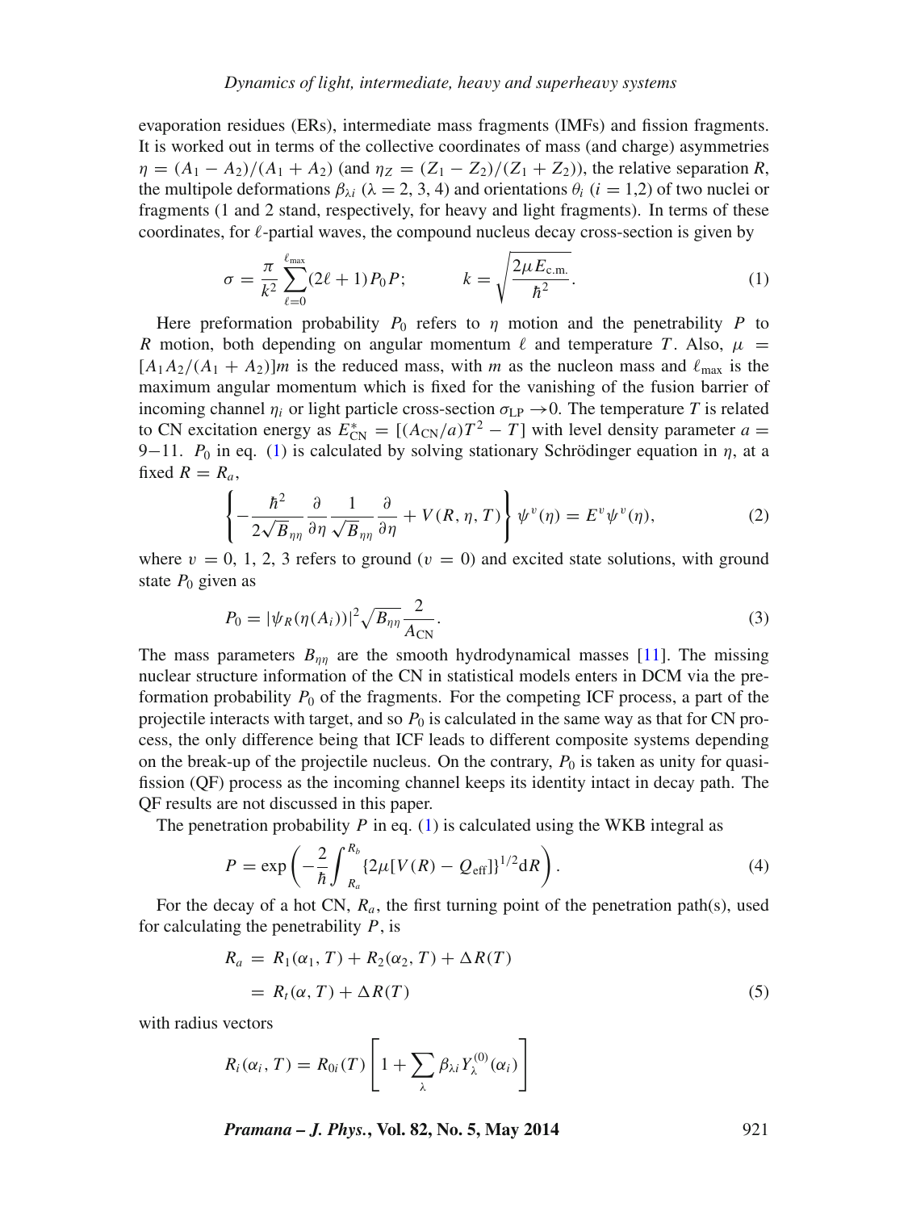evaporation residues (ERs), intermediate mass fragments (IMFs) and fission fragments. It is worked out in terms of the collective coordinates of mass (and charge) asymmetries $\eta = (A_1 - A_2)/(A_1 + A_2)$ (and $\eta_Z = (Z_1 - Z_2)/(Z_1 + Z_2)$), the relative separation $R$, the multipole deformations $\beta_{\lambda i}$ ($\lambda = 2, 3, 4$) and orientations $\theta_i$ ($i = 1,2$) of two nuclei or fragments (1 and 2 stand, respectively, for heavy and light fragments). In terms of these coordinates, for $\ell$-partial waves, the compound nucleus decay cross-section is given by

$$\sigma = \frac{\pi}{k^2}\sum_{\ell=0}^{\ell_{\max}}(2\ell+1)P_0 P; \qquad k = \sqrt{\frac{2\mu E_{\mathrm{c.m.}}}{\hbar^2}}. \tag{1}$$

Here preformation probability $P_0$ refers to $\eta$ motion and the penetrability $P$ to $R$ motion, both depending on angular momentum $\ell$ and temperature $T$. Also, $\mu = [A_1 A_2/(A_1 + A_2)]m$ is the reduced mass, with $m$ as the nucleon mass and $\ell_{\max}$ is the maximum angular momentum which is fixed for the vanishing of the fusion barrier of incoming channel $\eta_i$ or light particle cross-section $\sigma_{\mathrm{LP}} \to 0$. The temperature $T$ is related to CN excitation energy as $E^*_{\mathrm{CN}} = [(A_{\mathrm{CN}}/a)T^2 - T]$ with level density parameter $a = 9-11$. $P_0$ in eq. (1) is calculated by solving stationary Schrödinger equation in $\eta$, at a fixed $R = R_a$,

$$\left\{-\frac{\hbar^2}{2\sqrt{B_{\eta\eta}}}\frac{\partial}{\partial\eta}\frac{1}{\sqrt{B_{\eta\eta}}}\frac{\partial}{\partial\eta} + V(R,\eta,T)\right\}\psi^{\upsilon}(\eta) = E^{\upsilon}\psi^{\upsilon}(\eta), \tag{2}$$

where $\upsilon = 0, 1, 2, 3$ refers to ground ($\upsilon = 0$) and excited state solutions, with ground state $P_0$ given as

$$P_0 = |\psi_R(\eta(A_i))|^2\sqrt{B_{\eta\eta}}\frac{2}{A_{\mathrm{CN}}}. \tag{3}$$

The mass parameters $B_{\eta\eta}$ are the smooth hydrodynamical masses [11]. The missing nuclear structure information of the CN in statistical models enters in DCM via the preformation probability $P_0$ of the fragments. For the competing ICF process, a part of the projectile interacts with target, and so $P_0$ is calculated in the same way as that for CN process, the only difference being that ICF leads to different composite systems depending on the break-up of the projectile nucleus. On the contrary, $P_0$ is taken as unity for quasi-fission (QF) process as the incoming channel keeps its identity intact in decay path. The QF results are not discussed in this paper.

The penetration probability $P$ in eq. (1) is calculated using the WKB integral as

$$P = \exp\left(-\frac{2}{\hbar}\int_{R_a}^{R_b}\{2\mu[V(R) - Q_{\mathrm{eff}}]\}^{1/2}\mathrm{d}R\right). \tag{4}$$

For the decay of a hot CN, $R_a$, the first turning point of the penetration path(s), used for calculating the penetrability $P$, is

$$\begin{aligned} R_a &= R_1(\alpha_1, T) + R_2(\alpha_2, T) + \Delta R(T) \\ &= R_t(\alpha, T) + \Delta R(T) \end{aligned} \tag{5}$$

with radius vectors

$$R_i(\alpha_i, T) = R_{0i}(T)\left[1 + \sum_{\lambda}\beta_{\lambda i}Y_{\lambda}^{(0)}(\alpha_i)\right]$$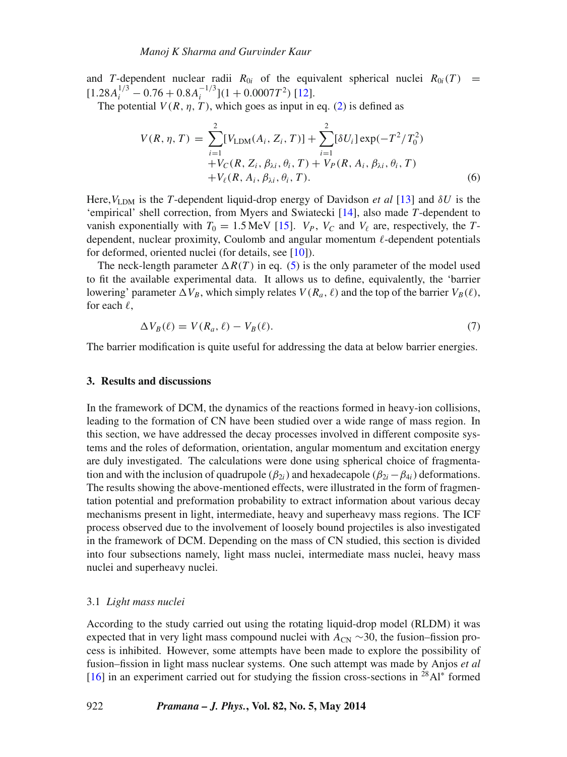and $T$-dependent nuclear radii $R_{0i}$ of the equivalent spherical nuclei $R_{0i}(T) = [1.28A_i^{1/3} - 0.76 + 0.8A_i^{-1/3}](1 + 0.0007T^2)$ [12].

The potential $V(R, \eta, T)$, which goes as input in eq. (2) is defined as

$$V(R, \eta, T) = \sum_{i=1}^{2}[V_{\mathrm{LDM}}(A_i, Z_i, T)] + \sum_{i=1}^{2}[\delta U_i]\exp(-T^2/T_0^2) + V_C(R, Z_i, \beta_{\lambda i}, \theta_i, T) + V_P(R, A_i, \beta_{\lambda i}, \theta_i, T) + V_\ell(R, A_i, \beta_{\lambda i}, \theta_i, T). \quad (6)$$

Here, $V_{\mathrm{LDM}}$ is the $T$-dependent liquid-drop energy of Davidson *et al* [13] and $\delta U$ is the 'empirical' shell correction, from Myers and Swiatecki [14], also made $T$-dependent to vanish exponentially with $T_0 = 1.5$ MeV [15]. $V_P$, $V_C$ and $V_\ell$ are, respectively, the $T$-dependent, nuclear proximity, Coulomb and angular momentum $\ell$-dependent potentials for deformed, oriented nuclei (for details, see [10]).

The neck-length parameter $\Delta R(T)$ in eq. (5) is the only parameter of the model used to fit the available experimental data. It allows us to define, equivalently, the 'barrier lowering' parameter $\Delta V_B$, which simply relates $V(R_a, \ell)$ and the top of the barrier $V_B(\ell)$, for each $\ell$,

$$\Delta V_B(\ell) = V(R_a, \ell) - V_B(\ell). \quad (7)$$

The barrier modification is quite useful for addressing the data at below barrier energies.

## 3. Results and discussions

In the framework of DCM, the dynamics of the reactions formed in heavy-ion collisions, leading to the formation of CN have been studied over a wide range of mass region. In this section, we have addressed the decay processes involved in different composite systems and the roles of deformation, orientation, angular momentum and excitation energy are duly investigated. The calculations were done using spherical choice of fragmentation and with the inclusion of quadrupole ($\beta_{2i}$) and hexadecapole ($\beta_{2i} - \beta_{4i}$) deformations. The results showing the above-mentioned effects, were illustrated in the form of fragmentation potential and preformation probability to extract information about various decay mechanisms present in light, intermediate, heavy and superheavy mass regions. The ICF process observed due to the involvement of loosely bound projectiles is also investigated in the framework of DCM. Depending on the mass of CN studied, this section is divided into four subsections namely, light mass nuclei, intermediate mass nuclei, heavy mass nuclei and superheavy nuclei.

### 3.1 *Light mass nuclei*

According to the study carried out using the rotating liquid-drop model (RLDM) it was expected that in very light mass compound nuclei with $A_{\mathrm{CN}} \sim 30$, the fusion–fission process is inhibited. However, some attempts have been made to explore the possibility of fusion–fission in light mass nuclear systems. One such attempt was made by Anjos *et al* [16] in an experiment carried out for studying the fission cross-sections in $^{28}\mathrm{Al}^*$ formed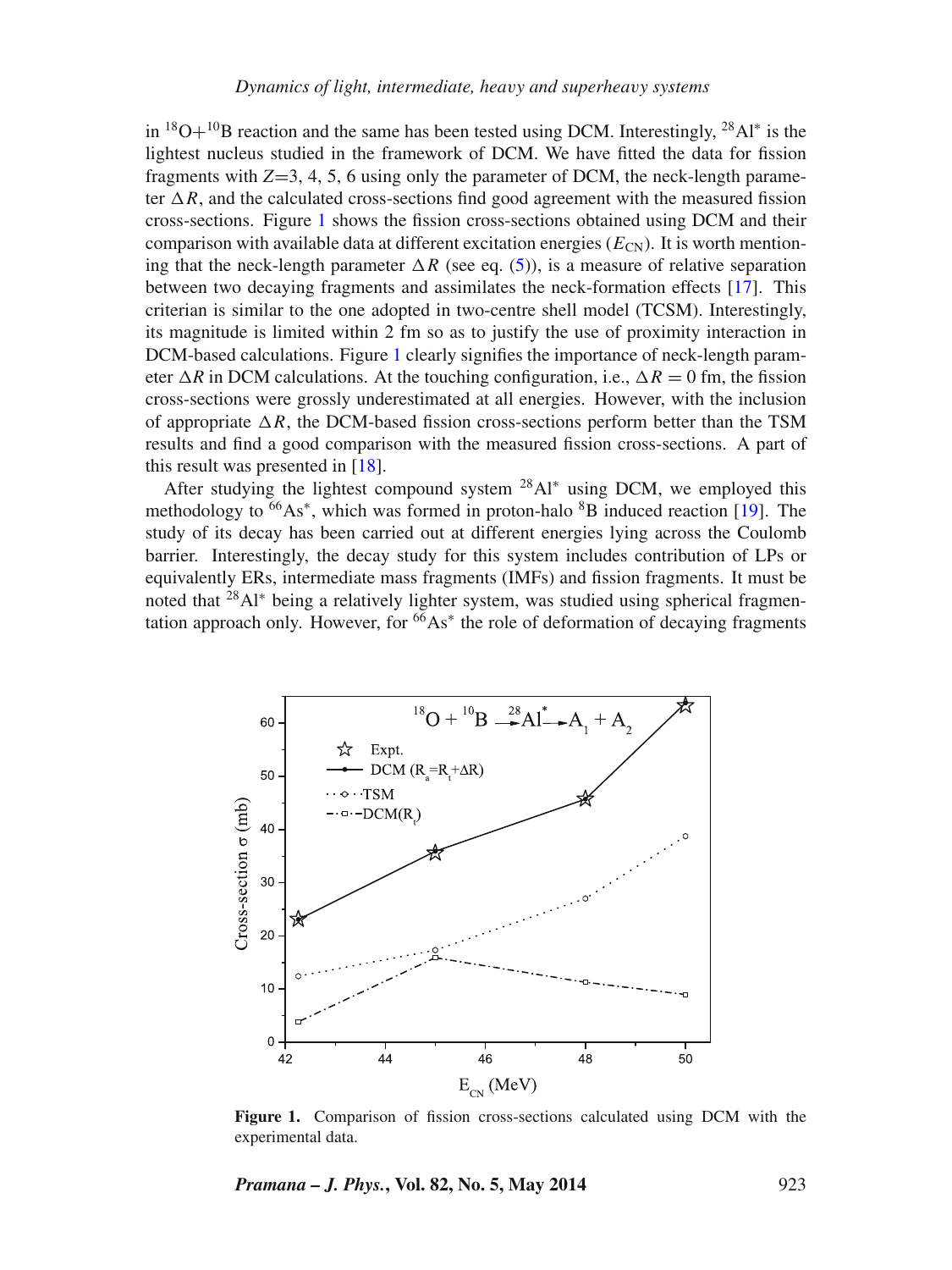in $^{18}$O+$^{10}$B reaction and the same has been tested using DCM. Interestingly, $^{28}$Al$^*$ is the lightest nucleus studied in the framework of DCM. We have fitted the data for fission fragments with $Z$=3, 4, 5, 6 using only the parameter of DCM, the neck-length parameter $\Delta R$, and the calculated cross-sections find good agreement with the measured fission cross-sections. Figure 1 shows the fission cross-sections obtained using DCM and their comparison with available data at different excitation energies ($E_{\rm CN}$). It is worth mentioning that the neck-length parameter $\Delta R$ (see eq. (5)), is a measure of relative separation between two decaying fragments and assimilates the neck-formation effects [17]. This criterian is similar to the one adopted in two-centre shell model (TCSM). Interestingly, its magnitude is limited within 2 fm so as to justify the use of proximity interaction in DCM-based calculations. Figure 1 clearly signifies the importance of neck-length parameter $\Delta R$ in DCM calculations. At the touching configuration, i.e., $\Delta R = 0$ fm, the fission cross-sections were grossly underestimated at all energies. However, with the inclusion of appropriate $\Delta R$, the DCM-based fission cross-sections perform better than the TSM results and find a good comparison with the measured fission cross-sections. A part of this result was presented in [18].

After studying the lightest compound system $^{28}$Al$^*$ using DCM, we employed this methodology to $^{66}$As$^*$, which was formed in proton-halo $^{8}$B induced reaction [19]. The study of its decay has been carried out at different energies lying across the Coulomb barrier. Interestingly, the decay study for this system includes contribution of LPs or equivalently ERs, intermediate mass fragments (IMFs) and fission fragments. It must be noted that $^{28}$Al$^*$ being a relatively lighter system, was studied using spherical fragmentation approach only. However, for $^{66}$As$^*$ the role of deformation of decaying fragments

**Figure 1.** Comparison of fission cross-sections calculated using DCM with the experimental data.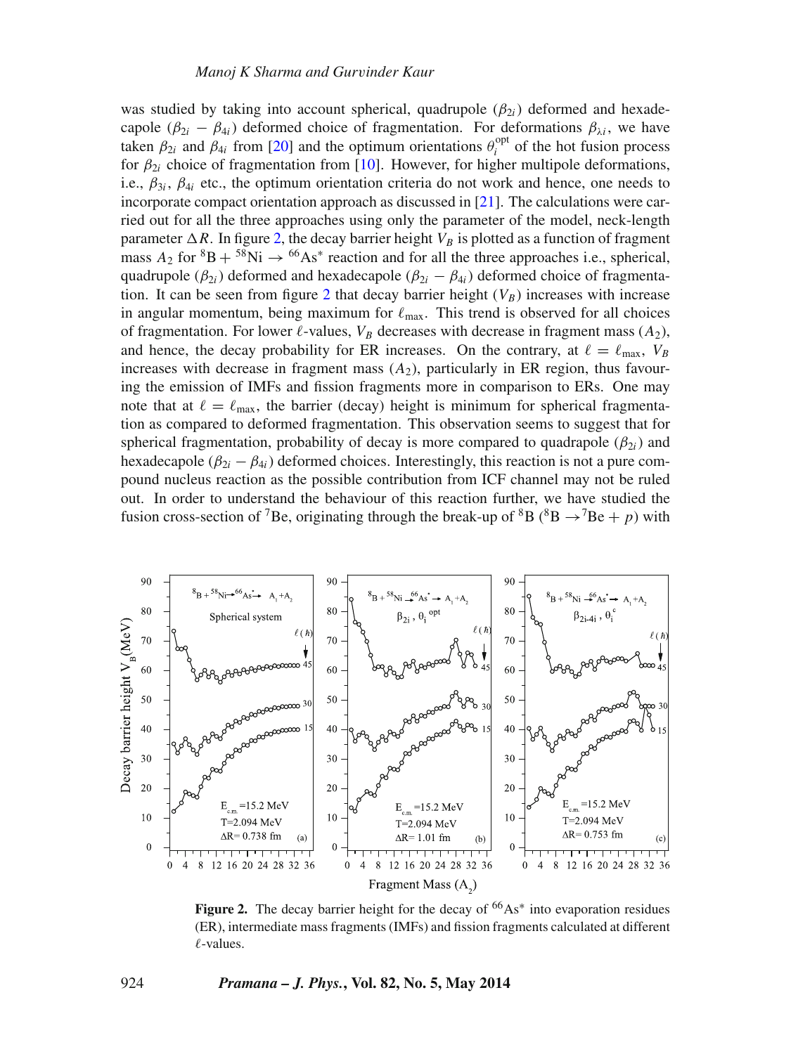was studied by taking into account spherical, quadrupole ($\beta_{2i}$) deformed and hexadecapole ($\beta_{2i} - \beta_{4i}$) deformed choice of fragmentation. For deformations $\beta_{\lambda i}$, we have taken $\beta_{2i}$ and $\beta_{4i}$ from [20] and the optimum orientations $\theta_i^{\text{opt}}$ of the hot fusion process for $\beta_{2i}$ choice of fragmentation from [10]. However, for higher multipole deformations, i.e., $\beta_{3i}$, $\beta_{4i}$ etc., the optimum orientation criteria do not work and hence, one needs to incorporate compact orientation approach as discussed in [21]. The calculations were carried out for all the three approaches using only the parameter of the model, neck-length parameter $\Delta R$. In figure 2, the decay barrier height $V_B$ is plotted as a function of fragment mass $A_2$ for $^8$B + $^{58}$Ni → $^{66}$As$^*$ reaction and for all the three approaches i.e., spherical, quadrupole ($\beta_{2i}$) deformed and hexadecapole ($\beta_{2i} - \beta_{4i}$) deformed choice of fragmentation. It can be seen from figure 2 that decay barrier height ($V_B$) increases with increase in angular momentum, being maximum for $\ell_{\max}$. This trend is observed for all choices of fragmentation. For lower $\ell$-values, $V_B$ decreases with decrease in fragment mass ($A_2$), and hence, the decay probability for ER increases. On the contrary, at $\ell = \ell_{\max}$, $V_B$ increases with decrease in fragment mass ($A_2$), particularly in ER region, thus favouring the emission of IMFs and fission fragments more in comparison to ERs. One may note that at $\ell = \ell_{\max}$, the barrier (decay) height is minimum for spherical fragmentation as compared to deformed fragmentation. This observation seems to suggest that for spherical fragmentation, probability of decay is more compared to quadrapole ($\beta_{2i}$) and hexadecapole ($\beta_{2i} - \beta_{4i}$) deformed choices. Interestingly, this reaction is not a pure compound nucleus reaction as the possible contribution from ICF channel may not be ruled out. In order to understand the behaviour of this reaction further, we have studied the fusion cross-section of $^7$Be, originating through the break-up of $^8$B ($^8$B → $^7$Be + $p$) with

**Figure 2.** The decay barrier height for the decay of $^{66}$As$^*$ into evaporation residues (ER), intermediate mass fragments (IMFs) and fission fragments calculated at different $\ell$-values.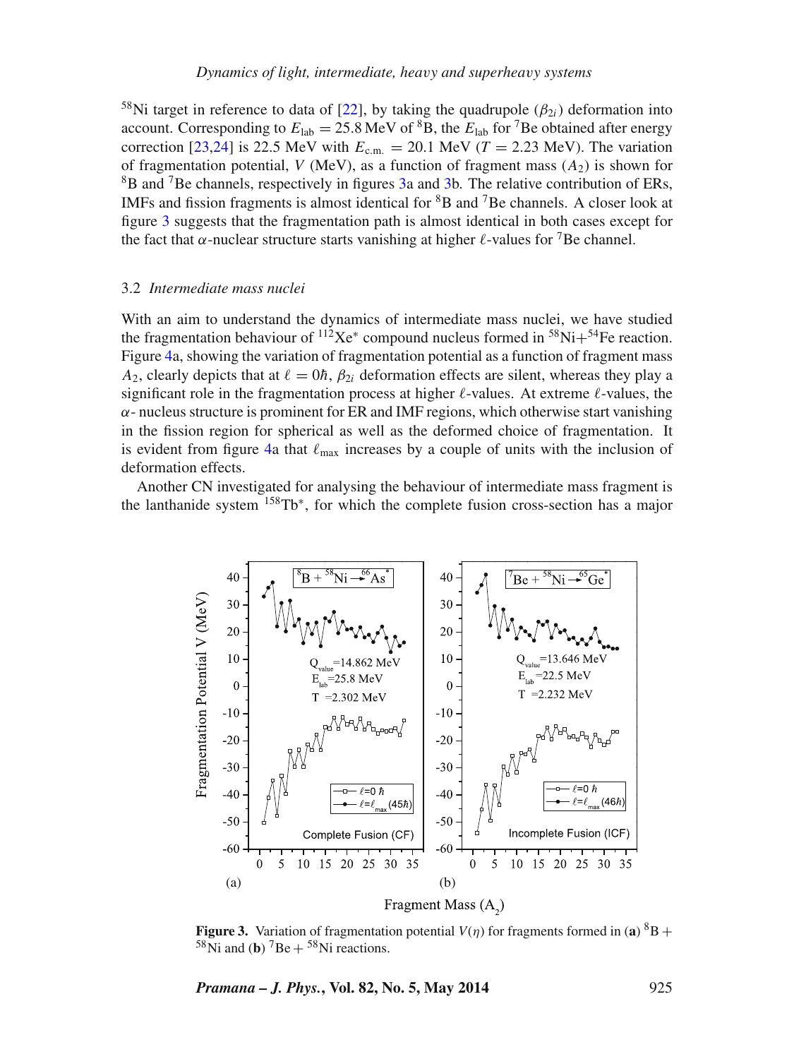$^{58}$Ni target in reference to data of [22], by taking the quadrupole ($\beta_{2i}$) deformation into account. Corresponding to $E_{\text{lab}} = 25.8$ MeV of $^{8}$B, the $E_{\text{lab}}$ for $^{7}$Be obtained after energy correction [23,24] is 22.5 MeV with $E_{\text{c.m.}} = 20.1$ MeV ($T = 2.23$ MeV). The variation of fragmentation potential, $V$ (MeV), as a function of fragment mass ($A_2$) is shown for $^{8}$B and $^{7}$Be channels, respectively in figures 3a and 3b. The relative contribution of ERs, IMFs and fission fragments is almost identical for $^{8}$B and $^{7}$Be channels. A closer look at figure 3 suggests that the fragmentation path is almost identical in both cases except for the fact that $\alpha$-nuclear structure starts vanishing at higher $\ell$-values for $^{7}$Be channel.

### 3.2 *Intermediate mass nuclei*

With an aim to understand the dynamics of intermediate mass nuclei, we have studied the fragmentation behaviour of $^{112}$Xe$^{*}$ compound nucleus formed in $^{58}$Ni+$^{54}$Fe reaction. Figure 4a, showing the variation of fragmentation potential as a function of fragment mass $A_2$, clearly depicts that at $\ell = 0\hbar$, $\beta_{2i}$ deformation effects are silent, whereas they play a significant role in the fragmentation process at higher $\ell$-values. At extreme $\ell$-values, the $\alpha$- nucleus structure is prominent for ER and IMF regions, which otherwise start vanishing in the fission region for spherical as well as the deformed choice of fragmentation. It is evident from figure 4a that $\ell_{\max}$ increases by a couple of units with the inclusion of deformation effects.

Another CN investigated for analysing the behaviour of intermediate mass fragment is the lanthanide system $^{158}$Tb$^{*}$, for which the complete fusion cross-section has a major

**Figure 3.** Variation of fragmentation potential $V(\eta)$ for fragments formed in (**a**) $^{8}$B + $^{58}$Ni and (**b**) $^{7}$Be + $^{58}$Ni reactions.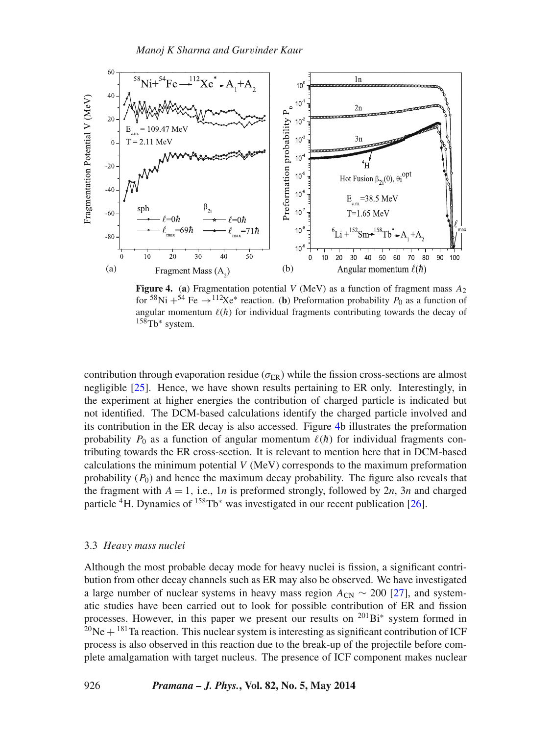**Figure 4.** (**a**) Fragmentation potential $V$ (MeV) as a function of fragment mass $A_2$ for $^{58}$Ni $+^{54}$ Fe $\rightarrow^{112}$Xe$^*$ reaction. (**b**) Preformation probability $P_0$ as a function of angular momentum $\ell(\hbar)$ for individual fragments contributing towards the decay of $^{158}$Tb$^*$ system.

contribution through evaporation residue ($\sigma_{\rm ER}$) while the fission cross-sections are almost negligible [25]. Hence, we have shown results pertaining to ER only. Interestingly, in the experiment at higher energies the contribution of charged particle is indicated but not identified. The DCM-based calculations identify the charged particle involved and its contribution in the ER decay is also accessed. Figure 4b illustrates the preformation probability $P_0$ as a function of angular momentum $\ell(\hbar)$ for individual fragments contributing towards the ER cross-section. It is relevant to mention here that in DCM-based calculations the minimum potential $V$ (MeV) corresponds to the maximum preformation probability ($P_0$) and hence the maximum decay probability. The figure also reveals that the fragment with $A = 1$, i.e., $1n$ is preformed strongly, followed by $2n$, $3n$ and charged particle $^4$H. Dynamics of $^{158}$Tb$^*$ was investigated in our recent publication [26].

### 3.3 *Heavy mass nuclei*

Although the most probable decay mode for heavy nuclei is fission, a significant contribution from other decay channels such as ER may also be observed. We have investigated a large number of nuclear systems in heavy mass region $A_{\rm CN} \sim 200$ [27], and systematic studies have been carried out to look for possible contribution of ER and fission processes. However, in this paper we present our results on $^{201}$Bi$^*$ system formed in $^{20}$Ne $+$ $^{181}$Ta reaction. This nuclear system is interesting as significant contribution of ICF process is also observed in this reaction due to the break-up of the projectile before complete amalgamation with target nucleus. The presence of ICF component makes nuclear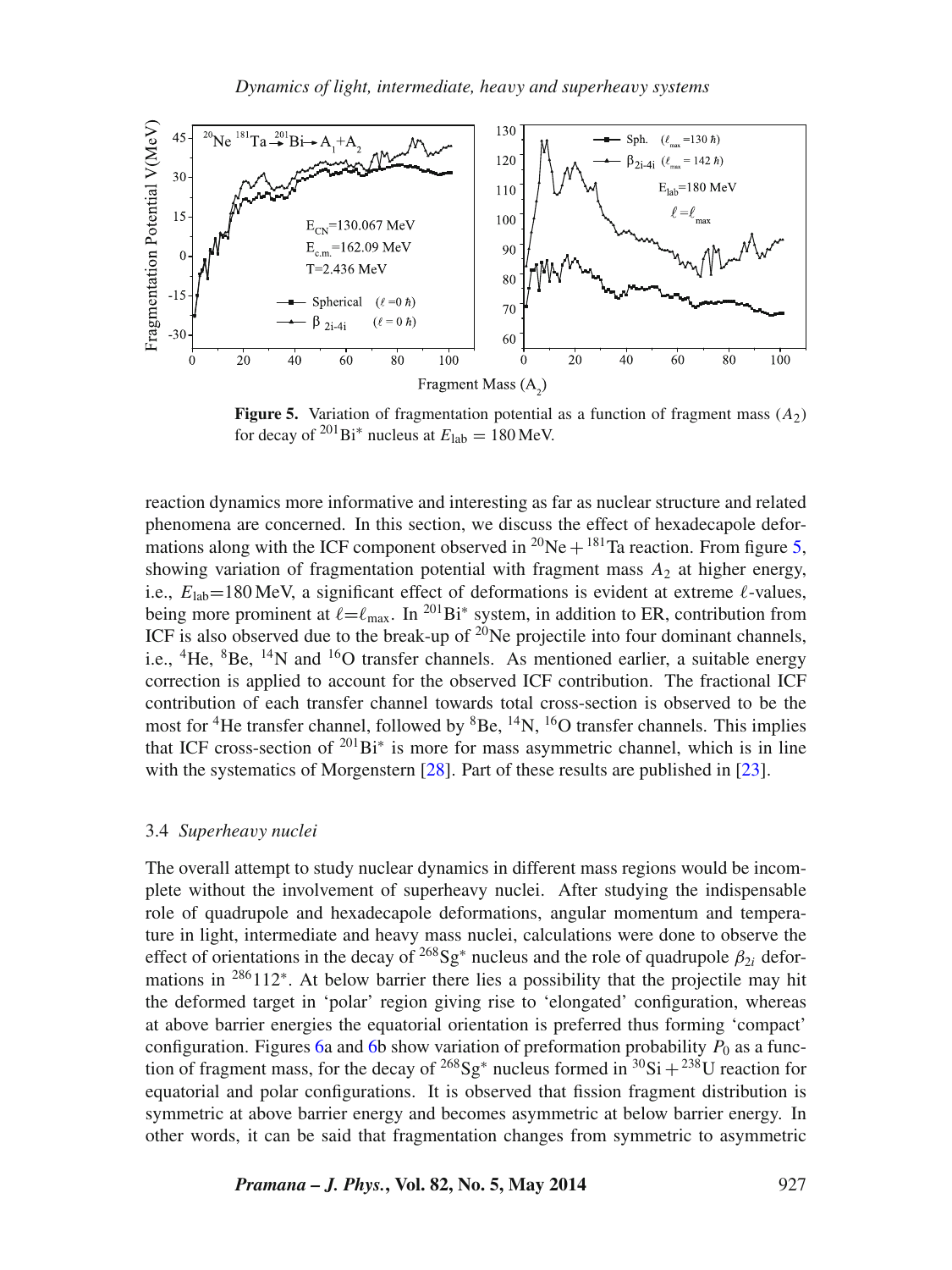**Figure 5.** Variation of fragmentation potential as a function of fragment mass ($A_2$) for decay of $^{201}$Bi$^*$ nucleus at $E_{\text{lab}} = 180$ MeV.

reaction dynamics more informative and interesting as far as nuclear structure and related phenomena are concerned. In this section, we discuss the effect of hexadecapole deformations along with the ICF component observed in $^{20}$Ne + $^{181}$Ta reaction. From figure 5, showing variation of fragmentation potential with fragment mass $A_2$ at higher energy, i.e., $E_{\text{lab}}$=180 MeV, a significant effect of deformations is evident at extreme $\ell$-values, being more prominent at $\ell$=$\ell_{\text{max}}$. In $^{201}$Bi$^*$ system, in addition to ER, contribution from ICF is also observed due to the break-up of $^{20}$Ne projectile into four dominant channels, i.e., $^4$He, $^8$Be, $^{14}$N and $^{16}$O transfer channels. As mentioned earlier, a suitable energy correction is applied to account for the observed ICF contribution. The fractional ICF contribution of each transfer channel towards total cross-section is observed to be the most for $^4$He transfer channel, followed by $^8$Be, $^{14}$N, $^{16}$O transfer channels. This implies that ICF cross-section of $^{201}$Bi$^*$ is more for mass asymmetric channel, which is in line with the systematics of Morgenstern [28]. Part of these results are published in [23].

### 3.4 *Superheavy nuclei*

The overall attempt to study nuclear dynamics in different mass regions would be incomplete without the involvement of superheavy nuclei. After studying the indispensable role of quadrupole and hexadecapole deformations, angular momentum and temperature in light, intermediate and heavy mass nuclei, calculations were done to observe the effect of orientations in the decay of $^{268}$Sg$^*$ nucleus and the role of quadrupole $\beta_{2i}$ deformations in $^{286}$112$^*$. At below barrier there lies a possibility that the projectile may hit the deformed target in 'polar' region giving rise to 'elongated' configuration, whereas at above barrier energies the equatorial orientation is preferred thus forming 'compact' configuration. Figures 6a and 6b show variation of preformation probability $P_0$ as a function of fragment mass, for the decay of $^{268}$Sg$^*$ nucleus formed in $^{30}$Si + $^{238}$U reaction for equatorial and polar configurations. It is observed that fission fragment distribution is symmetric at above barrier energy and becomes asymmetric at below barrier energy. In other words, it can be said that fragmentation changes from symmetric to asymmetric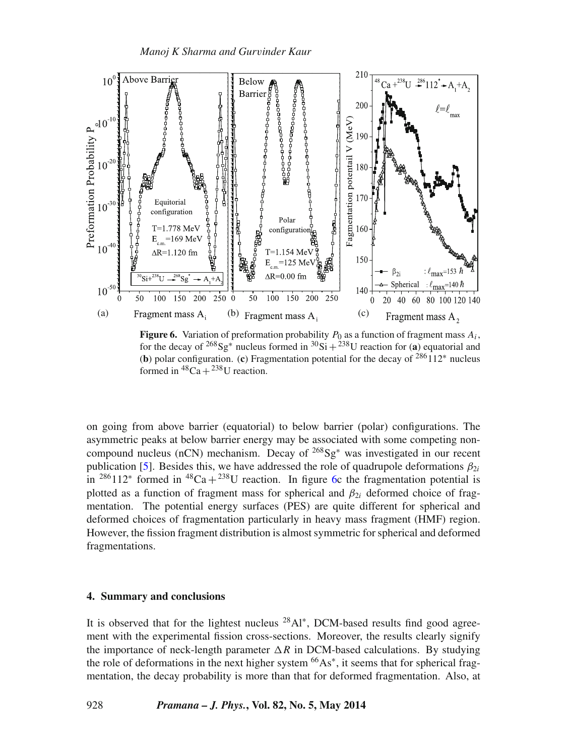**Figure 6.** Variation of preformation probability $P_0$ as a function of fragment mass $A_i$, for the decay of $^{268}$Sg$^*$ nucleus formed in $^{30}$Si + $^{238}$U reaction for (**a**) equatorial and (**b**) polar configuration. (**c**) Fragmentation potential for the decay of $^{286}112^*$ nucleus formed in $^{48}$Ca + $^{238}$U reaction.

on going from above barrier (equatorial) to below barrier (polar) configurations. The asymmetric peaks at below barrier energy may be associated with some competing non-compound nucleus (nCN) mechanism. Decay of $^{268}$Sg$^*$ was investigated in our recent publication [5]. Besides this, we have addressed the role of quadrupole deformations $\beta_{2i}$ in $^{286}112^*$ formed in $^{48}$Ca + $^{238}$U reaction. In figure 6c the fragmentation potential is plotted as a function of fragment mass for spherical and $\beta_{2i}$ deformed choice of fragmentation. The potential energy surfaces (PES) are quite different for spherical and deformed choices of fragmentation particularly in heavy mass fragment (HMF) region. However, the fission fragment distribution is almost symmetric for spherical and deformed fragmentations.

## 4. Summary and conclusions

It is observed that for the lightest nucleus $^{28}$Al$^*$, DCM-based results find good agreement with the experimental fission cross-sections. Moreover, the results clearly signify the importance of neck-length parameter $\Delta R$ in DCM-based calculations. By studying the role of deformations in the next higher system $^{66}$As$^*$, it seems that for spherical fragmentation, the decay probability is more than that for deformed fragmentation. Also, at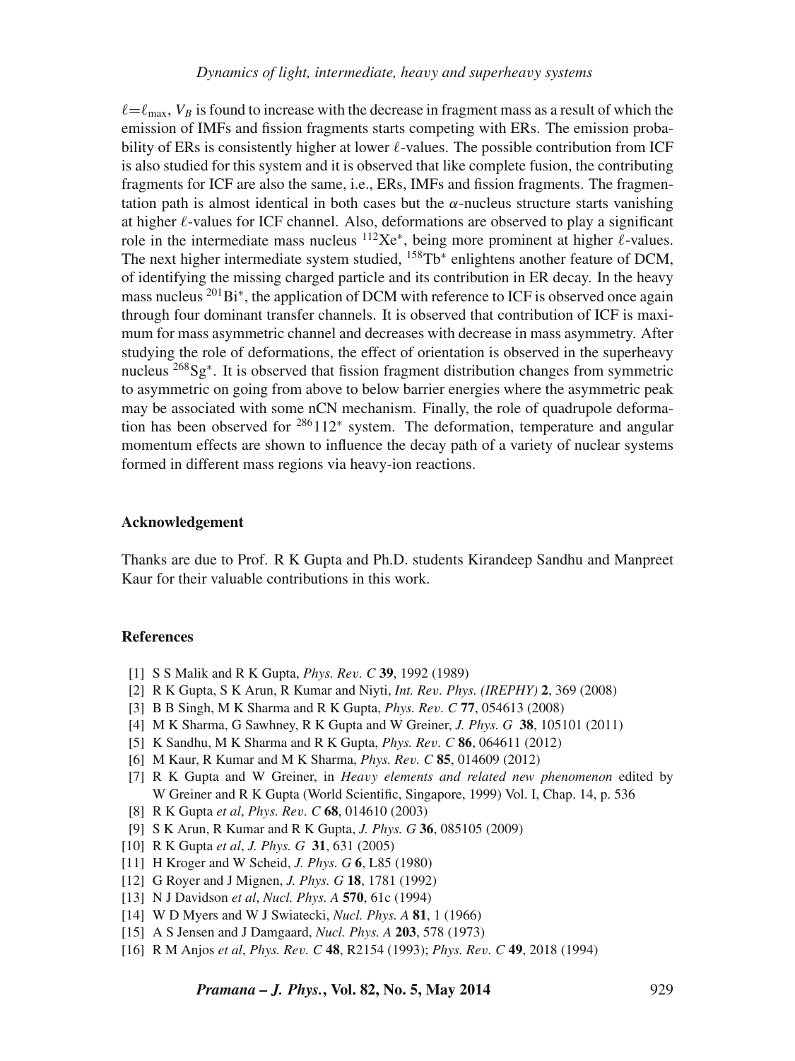$\ell = \ell_{\max}$, $V_B$ is found to increase with the decrease in fragment mass as a result of which the emission of IMFs and fission fragments starts competing with ERs. The emission probability of ERs is consistently higher at lower $\ell$-values. The possible contribution from ICF is also studied for this system and it is observed that like complete fusion, the contributing fragments for ICF are also the same, i.e., ERs, IMFs and fission fragments. The fragmentation path is almost identical in both cases but the $\alpha$-nucleus structure starts vanishing at higher $\ell$-values for ICF channel. Also, deformations are observed to play a significant role in the intermediate mass nucleus $^{112}Xe^*$, being more prominent at higher $\ell$-values. The next higher intermediate system studied, $^{158}Tb^*$ enlightens another feature of DCM, of identifying the missing charged particle and its contribution in ER decay. In the heavy mass nucleus $^{201}Bi^*$, the application of DCM with reference to ICF is observed once again through four dominant transfer channels. It is observed that contribution of ICF is maximum for mass asymmetric channel and decreases with decrease in mass asymmetry. After studying the role of deformations, the effect of orientation is observed in the superheavy nucleus $^{268}Sg^*$. It is observed that fission fragment distribution changes from symmetric to asymmetric on going from above to below barrier energies where the asymmetric peak may be associated with some nCN mechanism. Finally, the role of quadrupole deformation has been observed for $^{286}112^*$ system. The deformation, temperature and angular momentum effects are shown to influence the decay path of a variety of nuclear systems formed in different mass regions via heavy-ion reactions.

### Acknowledgement

Thanks are due to Prof. R K Gupta and Ph.D. students Kirandeep Sandhu and Manpreet Kaur for their valuable contributions in this work.

### References

[1] S S Malik and R K Gupta, *Phys. Rev. C* **39**, 1992 (1989)
[2] R K Gupta, S K Arun, R Kumar and Niyti, *Int. Rev. Phys. (IREPHY)* **2**, 369 (2008)
[3] B B Singh, M K Sharma and R K Gupta, *Phys. Rev. C* **77**, 054613 (2008)
[4] M K Sharma, G Sawhney, R K Gupta and W Greiner, *J. Phys. G* **38**, 105101 (2011)
[5] K Sandhu, M K Sharma and R K Gupta, *Phys. Rev. C* **86**, 064611 (2012)
[6] M Kaur, R Kumar and M K Sharma, *Phys. Rev. C* **85**, 014609 (2012)
[7] R K Gupta and W Greiner, in *Heavy elements and related new phenomenon* edited by W Greiner and R K Gupta (World Scientific, Singapore, 1999) Vol. I, Chap. 14, p. 536
[8] R K Gupta *et al*, *Phys. Rev. C* **68**, 014610 (2003)
[9] S K Arun, R Kumar and R K Gupta, *J. Phys. G* **36**, 085105 (2009)
[10] R K Gupta *et al*, *J. Phys. G* **31**, 631 (2005)
[11] H Kroger and W Scheid, *J. Phys. G* **6**, L85 (1980)
[12] G Royer and J Mignen, *J. Phys. G* **18**, 1781 (1992)
[13] N J Davidson *et al*, *Nucl. Phys. A* **570**, 61c (1994)
[14] W D Myers and W J Swiatecki, *Nucl. Phys. A* **81**, 1 (1966)
[15] A S Jensen and J Damgaard, *Nucl. Phys. A* **203**, 578 (1973)
[16] R M Anjos *et al*, *Phys. Rev. C* **48**, R2154 (1993); *Phys. Rev. C* **49**, 2018 (1994)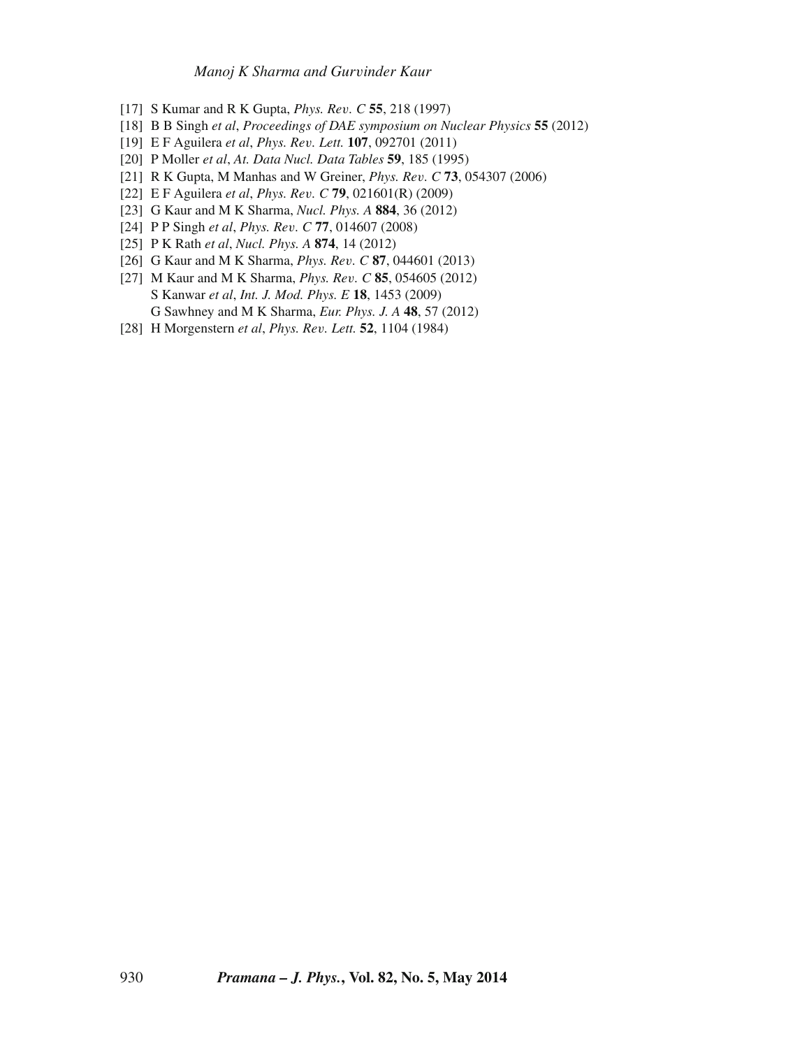[17] S Kumar and R K Gupta, *Phys. Rev. C* **55**, 218 (1997)
[18] B B Singh *et al*, *Proceedings of DAE symposium on Nuclear Physics* **55** (2012)
[19] E F Aguilera *et al*, *Phys. Rev. Lett.* **107**, 092701 (2011)
[20] P Moller *et al*, *At. Data Nucl. Data Tables* **59**, 185 (1995)
[21] R K Gupta, M Manhas and W Greiner, *Phys. Rev. C* **73**, 054307 (2006)
[22] E F Aguilera *et al*, *Phys. Rev. C* **79**, 021601(R) (2009)
[23] G Kaur and M K Sharma, *Nucl. Phys. A* **884**, 36 (2012)
[24] P P Singh *et al*, *Phys. Rev. C* **77**, 014607 (2008)
[25] P K Rath *et al*, *Nucl. Phys. A* **874**, 14 (2012)
[26] G Kaur and M K Sharma, *Phys. Rev. C* **87**, 044601 (2013)
[27] M Kaur and M K Sharma, *Phys. Rev. C* **85**, 054605 (2012)
S Kanwar *et al*, *Int. J. Mod. Phys. E* **18**, 1453 (2009)
G Sawhney and M K Sharma, *Eur. Phys. J. A* **48**, 57 (2012)
[28] H Morgenstern *et al*, *Phys. Rev. Lett.* **52**, 1104 (1984)